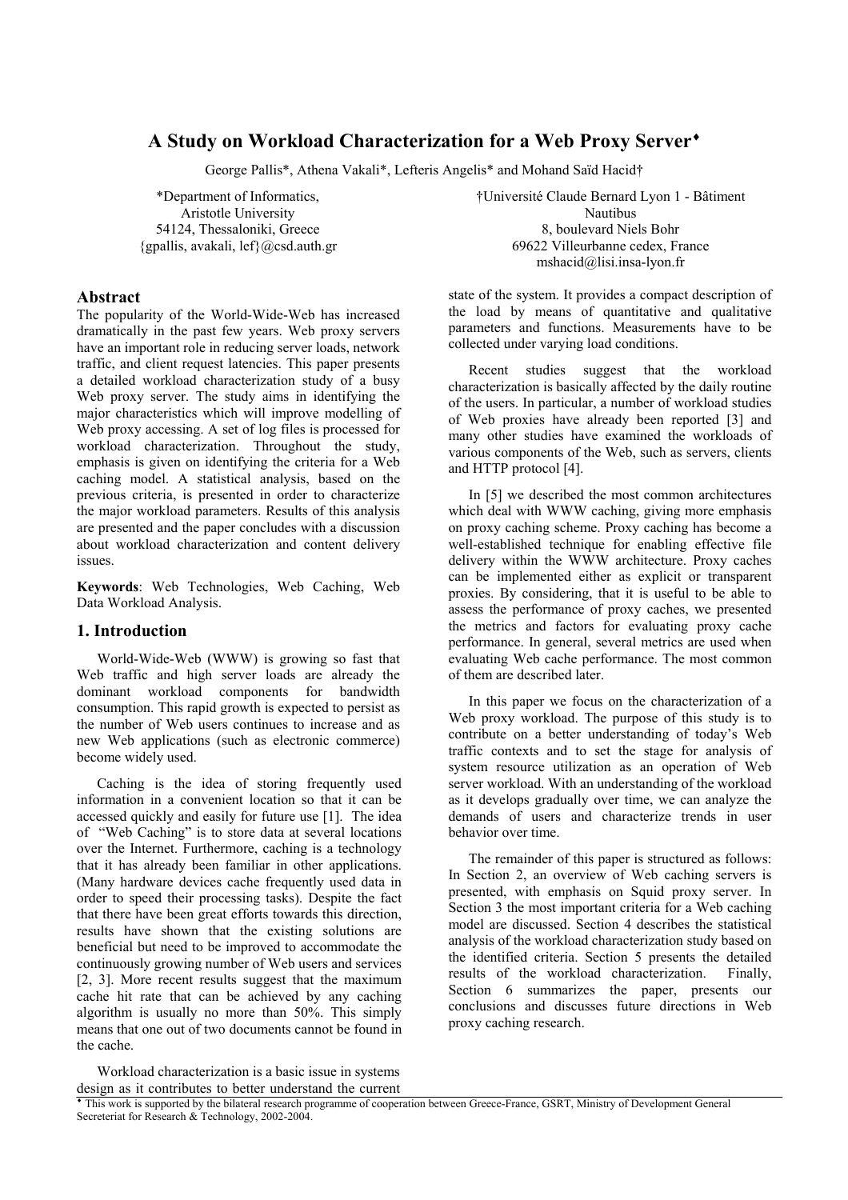# A Study on Workload Characterization for a Web Proxy Server[♦]

George Pallis*, Athena Vakali*, Lefteris Angelis* and Mohand Saïd Hacid†

*Department of Informatics,
Aristotle University
54124, Thessaloniki, Greece
{gpallis, avakali, lef}@csd.auth.gr

†Université Claude Bernard Lyon 1 - Bâtiment Nautibus
8, boulevard Niels Bohr
69622 Villeurbanne cedex, France
mshacid@lisi.insa-lyon.fr

## Abstract

The popularity of the World-Wide-Web has increased dramatically in the past few years. Web proxy servers have an important role in reducing server loads, network traffic, and client request latencies. This paper presents a detailed workload characterization study of a busy Web proxy server. The study aims in identifying the major characteristics which will improve modelling of Web proxy accessing. A set of log files is processed for workload characterization. Throughout the study, emphasis is given on identifying the criteria for a Web caching model. A statistical analysis, based on the previous criteria, is presented in order to characterize the major workload parameters. Results of this analysis are presented and the paper concludes with a discussion about workload characterization and content delivery issues.

**Keywords**: Web Technologies, Web Caching, Web Data Workload Analysis.

## 1. Introduction

World-Wide-Web (WWW) is growing so fast that Web traffic and high server loads are already the dominant workload components for bandwidth consumption. This rapid growth is expected to persist as the number of Web users continues to increase and as new Web applications (such as electronic commerce) become widely used.

Caching is the idea of storing frequently used information in a convenient location so that it can be accessed quickly and easily for future use [1]. The idea of "Web Caching" is to store data at several locations over the Internet. Furthermore, caching is a technology that it has already been familiar in other applications. (Many hardware devices cache frequently used data in order to speed their processing tasks). Despite the fact that there have been great efforts towards this direction, results have shown that the existing solutions are beneficial but need to be improved to accommodate the continuously growing number of Web users and services [2, 3]. More recent results suggest that the maximum cache hit rate that can be achieved by any caching algorithm is usually no more than 50%. This simply means that one out of two documents cannot be found in the cache.

Workload characterization is a basic issue in systems design as it contributes to better understand the current state of the system. It provides a compact description of the load by means of quantitative and qualitative parameters and functions. Measurements have to be collected under varying load conditions.

Recent studies suggest that the workload characterization is basically affected by the daily routine of the users. In particular, a number of workload studies of Web proxies have already been reported [3] and many other studies have examined the workloads of various components of the Web, such as servers, clients and HTTP protocol [4].

In [5] we described the most common architectures which deal with WWW caching, giving more emphasis on proxy caching scheme. Proxy caching has become a well-established technique for enabling effective file delivery within the WWW architecture. Proxy caches can be implemented either as explicit or transparent proxies. By considering, that it is useful to be able to assess the performance of proxy caches, we presented the metrics and factors for evaluating proxy cache performance. In general, several metrics are used when evaluating Web cache performance. The most common of them are described later.

In this paper we focus on the characterization of a Web proxy workload. The purpose of this study is to contribute on a better understanding of today's Web traffic contexts and to set the stage for analysis of system resource utilization as an operation of Web server workload. With an understanding of the workload as it develops gradually over time, we can analyze the demands of users and characterize trends in user behavior over time.

The remainder of this paper is structured as follows: In Section 2, an overview of Web caching servers is presented, with emphasis on Squid proxy server. In Section 3 the most important criteria for a Web caching model are discussed. Section 4 describes the statistical analysis of the workload characterization study based on the identified criteria. Section 5 presents the detailed results of the workload characterization. Finally, Section 6 summarizes the paper, presents our conclusions and discusses future directions in Web proxy caching research.

[♦] This work is supported by the bilateral research programme of cooperation between Greece-France, GSRT, Ministry of Development General Secreteriat for Research & Technology, 2002-2004.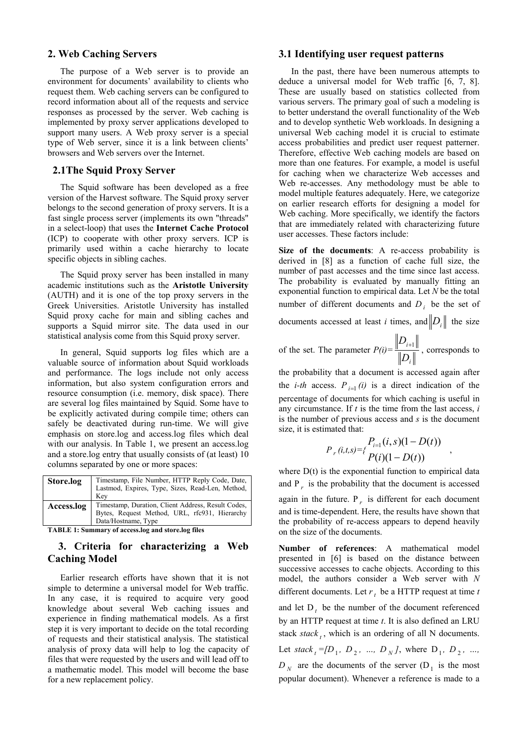## 2. Web Caching Servers

The purpose of a Web server is to provide an environment for documents' availability to clients who request them. Web caching servers can be configured to record information about all of the requests and service responses as processed by the server. Web caching is implemented by proxy server applications developed to support many users. A Web proxy server is a special type of Web server, since it is a link between clients' browsers and Web servers over the Internet.

### 2.1The Squid Proxy Server

The Squid software has been developed as a free version of the Harvest software. The Squid proxy server belongs to the second generation of proxy servers. It is a fast single process server (implements its own "threads" in a select-loop) that uses the **Internet Cache Protocol** (ICP) to cooperate with other proxy servers. ICP is primarily used within a cache hierarchy to locate specific objects in sibling caches.

The Squid proxy server has been installed in many academic institutions such as the **Aristotle University** (AUTH) and it is one of the top proxy servers in the Greek Universities. Aristotle University has installed Squid proxy cache for main and sibling caches and supports a Squid mirror site. The data used in our statistical analysis come from this Squid proxy server.

In general, Squid supports log files which are a valuable source of information about Squid workloads and performance. The logs include not only access information, but also system configuration errors and resource consumption (i.e. memory, disk space). There are several log files maintained by Squid. Some have to be explicitly activated during compile time; others can safely be deactivated during run-time. We will give emphasis on store.log and access.log files which deal with our analysis. In Table 1, we present an access.log and a store.log entry that usually consists of (at least) 10 columns separated by one or more spaces:

| | |
|---|---|
| **Store.log** | Timestamp, File Number, HTTP Reply Code, Date, Lastmod, Expires, Type, Sizes, Read-Len, Method, Key |
| **Access.log** | Timestamp, Duration, Client Address, Result Codes, Bytes, Request Method, URL, rfc931, Hierarchy Data/Hostname, Type |

**TABLE 1: Summary of access.log and store.log files**

## 3. Criteria for characterizing a Web Caching Model

Earlier research efforts have shown that it is not simple to determine a universal model for Web traffic. In any case, it is required to acquire very good knowledge about several Web caching issues and experience in finding mathematical models. As a first step it is very important to decide on the total recording of requests and their statistical analysis. The statistical analysis of proxy data will help to log the capacity of files that were requested by the users and will lead off to a mathematic model. This model will become the base for a new replacement policy.

### 3.1 Identifying user request patterns

In the past, there have been numerous attempts to deduce a universal model for Web traffic [6, 7, 8]. These are usually based on statistics collected from various servers. The primary goal of such a modeling is to better understand the overall functionality of the Web and to develop synthetic Web workloads. In designing a universal Web caching model it is crucial to estimate access probabilities and predict user request patterner. Therefore, effective Web caching models are based on more than one features. For example, a model is useful for caching when we characterize Web accesses and Web re-accesses. Any methodology must be able to model multiple features adequately. Here, we categorize on earlier research efforts for designing a model for Web caching. More specifically, we identify the factors that are immediately related with characterizing future user accesses. These factors include:

**Size of the documents**: A re-access probability is derived in [8] as a function of cache full size, the number of past accesses and the time since last access. The probability is evaluated by manually fitting an exponential function to empirical data. Let $N$ be the total number of different documents and $D_i$ be the set of documents accessed at least $i$ times, and $\|D_i\|$ the size of the set. The parameter $P(i)=\frac{\|D_{i+1}\|}{\|D_i\|}$, corresponds to the probability that a document is accessed again after the *i-th* access. $P_{i=1}(i)$ is a direct indication of the percentage of documents for which caching is useful in any circumstance. If $t$ is the time from the last access, $i$ is the number of previous access and $s$ is the document size, it is estimated that:

$$P_r(i,t,s)=\{\begin{matrix} P_{i=1}(i,s)(1-D(t)) \\ P(i)(1-D(t)) \end{matrix},$$

where D(t) is the exponential function to empirical data and $P_r$ is the probability that the document is accessed again in the future. $P_r$ is different for each document and is time-dependent. Here, the results have shown that the probability of re-access appears to depend heavily on the size of the documents.

**Number of references**: A mathematical model presented in [6] is based on the distance between successive accesses to cache objects. According to this model, the authors consider a Web server with $N$ different documents. Let $r_t$ be a HTTP request at time $t$ and let $D_t$ be the number of the document referenced by an HTTP request at time $t$. It is also defined an LRU stack $stack_t$, which is an ordering of all N documents. Let $stack_t=[D_1, D_2, ..., D_N]$, where $D_1, D_2, ..., D_N$ are the documents of the server ($D_1$ is the most popular document). Whenever a reference is made to a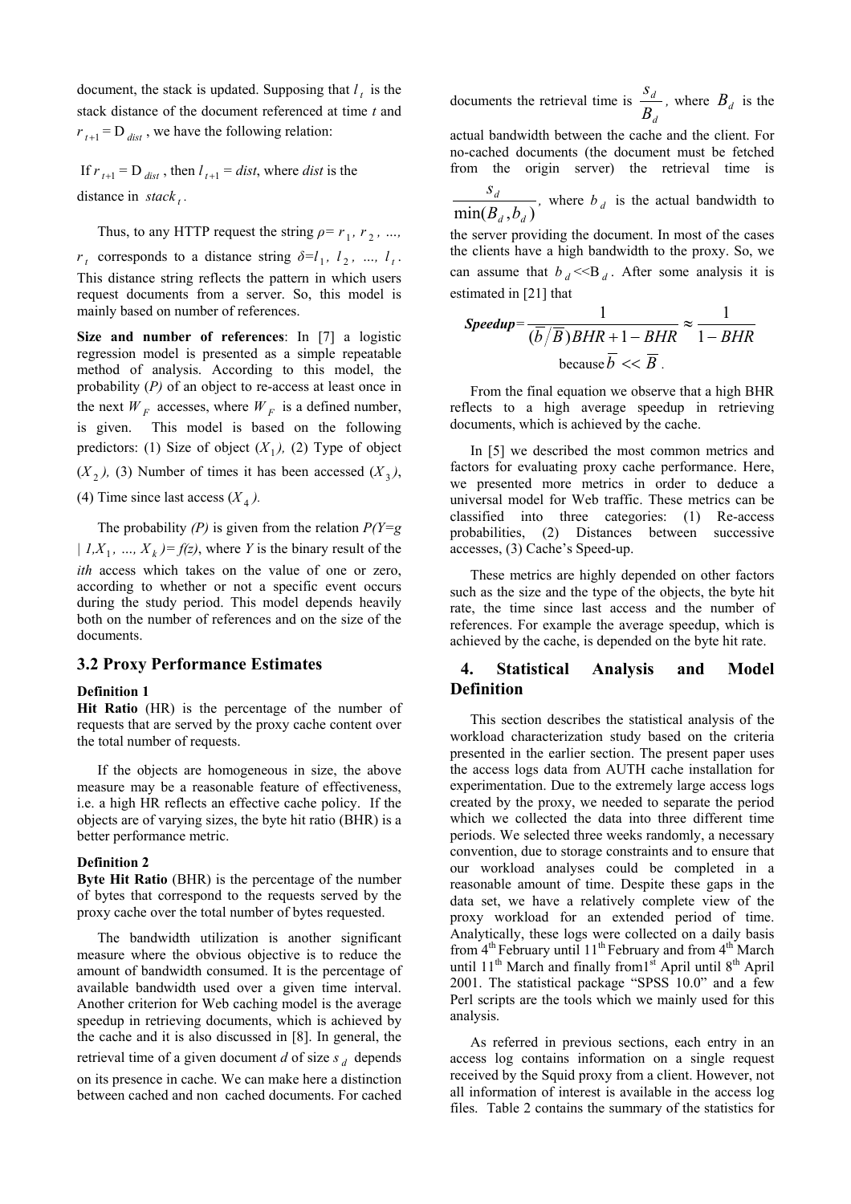document, the stack is updated. Supposing that $l_t$ is the stack distance of the document referenced at time *t* and $r_{t+1} = D_{dist}$, we have the following relation:

If $r_{t+1} = D_{dist}$, then $l_{t+1} = dist$, where *dist* is the distance in $stack_t$.

Thus, to any HTTP request the string $\rho = r_1, r_2, \ldots, r_t$ corresponds to a distance string $\delta = l_1, l_2, \ldots, l_t$. This distance string reflects the pattern in which users request documents from a server. So, this model is mainly based on number of references.

**Size and number of references**: In [7] a logistic regression model is presented as a simple repeatable method of analysis. According to this model, the probability (*P)* of an object to re-access at least once in the next $W_F$ accesses, where $W_F$ is a defined number, is given. This model is based on the following predictors: (1) Size of object ($X_1$), (2) Type of object ($X_2$), (3) Number of times it has been accessed ($X_3$), (4) Time since last access ($X_4$).

The probability *(P)* is given from the relation $P(Y=g \mid 1, X_1, \ldots, X_k) = f(z)$, where *Y* is the binary result of the *ith* access which takes on the value of one or zero, according to whether or not a specific event occurs during the study period. This model depends heavily both on the number of references and on the size of the documents.

## 3.2 Proxy Performance Estimates

**Definition 1**

**Hit Ratio** (HR) is the percentage of the number of requests that are served by the proxy cache content over the total number of requests.

If the objects are homogeneous in size, the above measure may be a reasonable feature of effectiveness, i.e. a high HR reflects an effective cache policy. If the objects are of varying sizes, the byte hit ratio (BHR) is a better performance metric.

**Definition 2**

**Byte Hit Ratio** (BHR) is the percentage of the number of bytes that correspond to the requests served by the proxy cache over the total number of bytes requested.

The bandwidth utilization is another significant measure where the obvious objective is to reduce the amount of bandwidth consumed. It is the percentage of available bandwidth used over a given time interval. Another criterion for Web caching model is the average speedup in retrieving documents, which is achieved by the cache and it is also discussed in [8]. In general, the retrieval time of a given document *d* of size $s_d$ depends on its presence in cache. We can make here a distinction between cached and non cached documents. For cached documents the retrieval time is $\frac{s_d}{B_d}$, where $B_d$ is the actual bandwidth between the cache and the client. For no-cached documents (the document must be fetched from the origin server) the retrieval time is $\frac{s_d}{\min(B_d, b_d)}$, where $b_d$ is the actual bandwidth to the server providing the document. In most of the cases the clients have a high bandwidth to the proxy. So, we can assume that $b_d \ll B_d$. After some analysis it is estimated in [21] that

$$\textit{Speedup} = \frac{1}{(\overline{b}/\overline{B})BHR + 1 - BHR} \approx \frac{1}{1 - BHR}$$

$$\text{because } \overline{b} \ll \overline{B}.$$

From the final equation we observe that a high BHR reflects to a high average speedup in retrieving documents, which is achieved by the cache.

In [5] we described the most common metrics and factors for evaluating proxy cache performance. Here, we presented more metrics in order to deduce a universal model for Web traffic. These metrics can be classified into three categories: (1) Re-access probabilities, (2) Distances between successive accesses, (3) Cache's Speed-up.

These metrics are highly depended on other factors such as the size and the type of the objects, the byte hit rate, the time since last access and the number of references. For example the average speedup, which is achieved by the cache, is depended on the byte hit rate.

# 4. Statistical Analysis and Model Definition

This section describes the statistical analysis of the workload characterization study based on the criteria presented in the earlier section. The present paper uses the access logs data from AUTH cache installation for experimentation. Due to the extremely large access logs created by the proxy, we needed to separate the period which we collected the data into three different time periods. We selected three weeks randomly, a necessary convention, due to storage constraints and to ensure that our workload analyses could be completed in a reasonable amount of time. Despite these gaps in the data set, we have a relatively complete view of the proxy workload for an extended period of time. Analytically, these logs were collected on a daily basis from 4th February until 11th February and from 4th March until 11th March and finally from1st April until 8th April 2001. The statistical package "SPSS 10.0" and a few Perl scripts are the tools which we mainly used for this analysis.

As referred in previous sections, each entry in an access log contains information on a single request received by the Squid proxy from a client. However, not all information of interest is available in the access log files. Table 2 contains the summary of the statistics for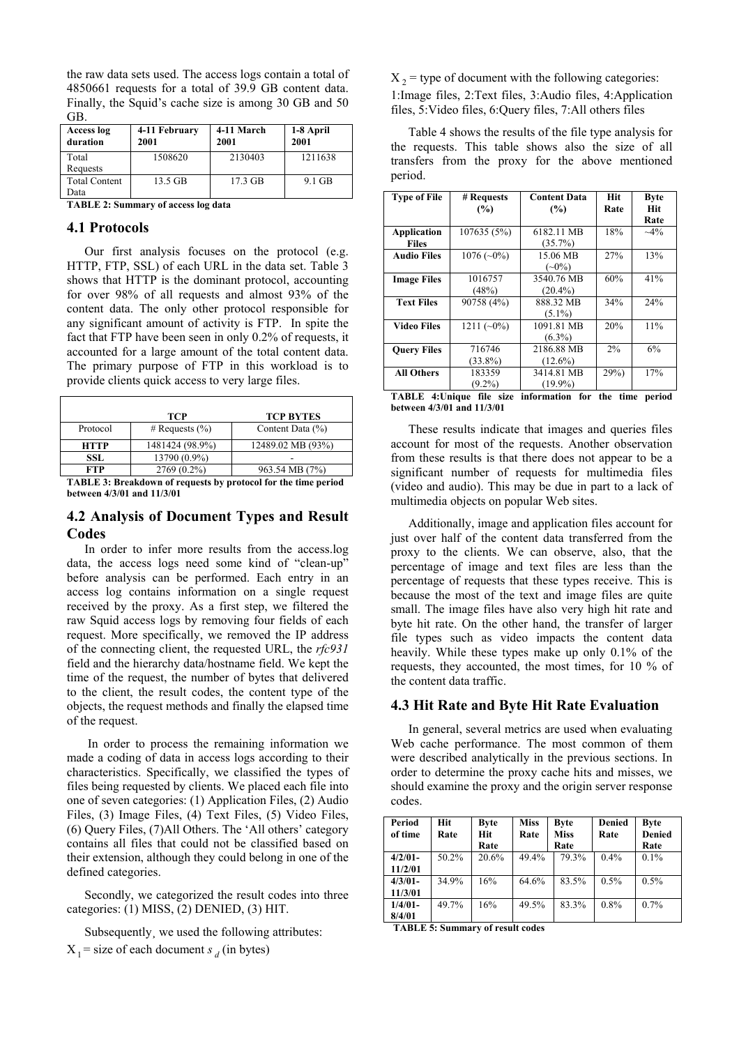the raw data sets used. The access logs contain a total of 4850661 requests for a total of 39.9 GB content data. Finally, the Squid's cache size is among 30 GB and 50 GB.

| Access log duration | 4-11 February 2001 | 4-11 March 2001 | 1-8 April 2001 |
|---|---|---|---|
| Total Requests | 1508620 | 2130403 | 1211638 |
| Total Content Data | 13.5 GB | 17.3 GB | 9.1 GB |

**TABLE 2: Summary of access log data**

## 4.1 Protocols

Our first analysis focuses on the protocol (e.g. HTTP, FTP, SSL) of each URL in the data set. Table 3 shows that HTTP is the dominant protocol, accounting for over 98% of all requests and almost 93% of the content data. The only other protocol responsible for any significant amount of activity is FTP. In spite the fact that FTP have been seen in only 0.2% of requests, it accounted for a large amount of the total content data. The primary purpose of FTP in this workload is to provide clients quick access to very large files.

| | TCP | TCP BYTES |
|---|---|---|
| Protocol | # Requests (%) | Content Data (%) |
| **HTTP** | 1481424 (98.9%) | 12489.02 MB (93%) |
| **SSL** | 13790 (0.9%) | - |
| **FTP** | 2769 (0.2%) | 963.54 MB (7%) |

**TABLE 3: Breakdown of requests by protocol for the time period between 4/3/01 and 11/3/01**

## 4.2 Analysis of Document Types and Result Codes

In order to infer more results from the access.log data, the access logs need some kind of "clean-up" before analysis can be performed. Each entry in an access log contains information on a single request received by the proxy. As a first step, we filtered the raw Squid access logs by removing four fields of each request. More specifically, we removed the IP address of the connecting client, the requested URL, the *rfc931* field and the hierarchy data/hostname field. We kept the time of the request, the number of bytes that delivered to the client, the result codes, the content type of the objects, the request methods and finally the elapsed time of the request.

In order to process the remaining information we made a coding of data in access logs according to their characteristics. Specifically, we classified the types of files being requested by clients. We placed each file into one of seven categories: (1) Application Files, (2) Audio Files, (3) Image Files, (4) Text Files, (5) Video Files, (6) Query Files, (7)All Others. The 'All others' category contains all files that could not be classified based on their extension, although they could belong in one of the defined categories.

Secondly, we categorized the result codes into three categories: (1) MISS, (2) DENIED, (3) HIT.

Subsequently¸ we used the following attributes:

$X_1$ = size of each document $s_d$ (in bytes)

$X_2$ = type of document with the following categories:

1:Image files, 2:Text files, 3:Audio files, 4:Application files, 5:Video files, 6:Query files, 7:All others files

Table 4 shows the results of the file type analysis for the requests. This table shows also the size of all transfers from the proxy for the above mentioned period.

| Type of File | # Requests (%) | Content Data (%) | Hit Rate | Byte Hit Rate |
|---|---|---|---|---|
| **Application Files** | 107635 (5%) | 6182.11 MB (35.7%) | 18% | ~4% |
| **Audio Files** | 1076 (~0%) | 15.06 MB (~0%) | 27% | 13% |
| **Image Files** | 1016757 (48%) | 3540.76 MB (20.4%) | 60% | 41% |
| **Text Files** | 90758 (4%) | 888.32 MB (5.1%) | 34% | 24% |
| **Video Files** | 1211 (~0%) | 1091.81 MB (6.3%) | 20% | 11% |
| **Query Files** | 716746 (33.8%) | 2186.88 MB (12.6%) | 2% | 6% |
| **All Others** | 183359 (9.2%) | 3414.81 MB (19.9%) | 29%) | 17% |

**TABLE 4:Unique file size information for the time period between 4/3/01 and 11/3/01**

These results indicate that images and queries files account for most of the requests. Another observation from these results is that there does not appear to be a significant number of requests for multimedia files (video and audio). This may be due in part to a lack of multimedia objects on popular Web sites.

Additionally, image and application files account for just over half of the content data transferred from the proxy to the clients. We can observe, also, that the percentage of image and text files are less than the percentage of requests that these types receive. This is because the most of the text and image files are quite small. The image files have also very high hit rate and byte hit rate. On the other hand, the transfer of larger file types such as video impacts the content data heavily. While these types make up only 0.1% of the requests, they accounted, the most times, for 10 % of the content data traffic.

## 4.3 Hit Rate and Byte Hit Rate Evaluation

In general, several metrics are used when evaluating Web cache performance. The most common of them were described analytically in the previous sections. In order to determine the proxy cache hits and misses, we should examine the proxy and the origin server response codes.

| Period of time | Hit Rate | Byte Hit Rate | Miss Rate | Byte Miss Rate | Denied Rate | Byte Denied Rate |
|---|---|---|---|---|---|---|
| **4/2/01-11/2/01** | 50.2% | 20.6% | 49.4% | 79.3% | 0.4% | 0.1% |
| **4/3/01-11/3/01** | 34.9% | 16% | 64.6% | 83.5% | 0.5% | 0.5% |
| **1/4/01-8/4/01** | 49.7% | 16% | 49.5% | 83.3% | 0.8% | 0.7% |

**TABLE 5: Summary of result codes**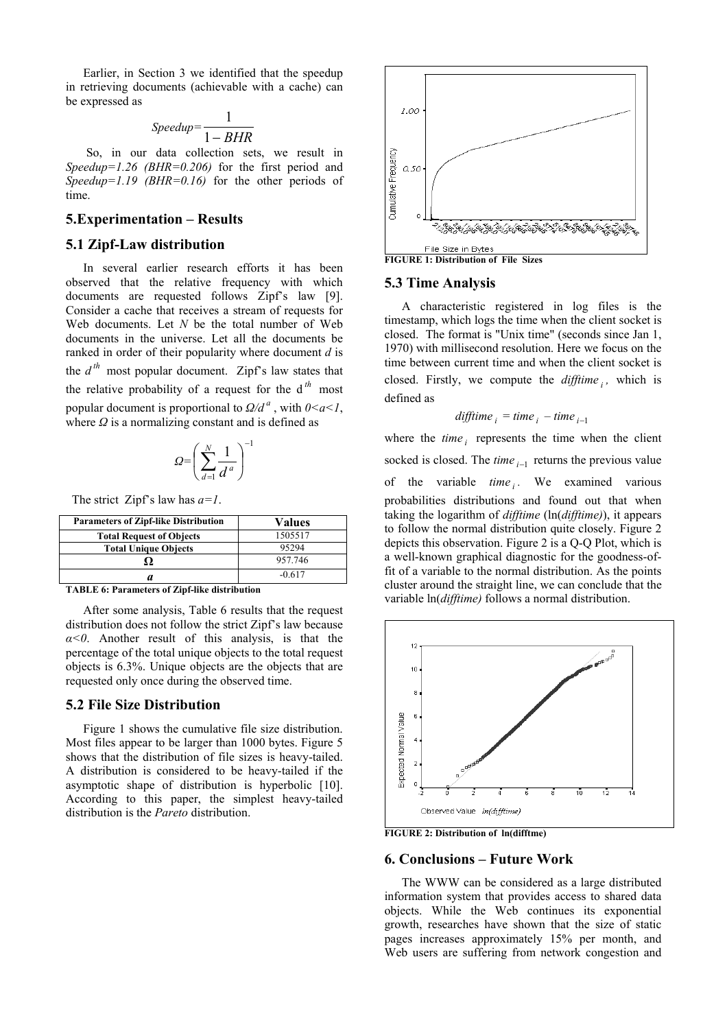Earlier, in Section 3 we identified that the speedup in retrieving documents (achievable with a cache) can be expressed as

$$Speedup = \frac{1}{1 - BHR}$$

So, in our data collection sets, we result in *Speedup=1.26 (BHR=0.206)* for the first period and *Speedup=1.19 (BHR=0.16)* for the other periods of time.

## 5.Experimentation – Results

### 5.1 Zipf-Law distribution

In several earlier research efforts it has been observed that the relative frequency with which documents are requested follows Zipf's law [9]. Consider a cache that receives a stream of requests for Web documents. Let $N$ be the total number of Web documents in the universe. Let all the documents be ranked in order of their popularity where document $d$ is the $d^{th}$ most popular document. Zipf's law states that the relative probability of a request for the $d^{th}$ most popular document is proportional to $\Omega/d^a$, with $0<a<1$, where $\Omega$ is a normalizing constant and is defined as

$$\Omega = \left( \sum_{d=1}^{N} \frac{1}{d^a} \right)^{-1}$$

The strict Zipf's law has $a=1$.

| Parameters of Zipf-like Distribution | Values |
|---|---|
| Total Request of Objects | 1505517 |
| Total Unique Objects | 95294 |
| Ω | 957.746 |
| *a* | -0.617 |

**TABLE 6: Parameters of Zipf-like distribution**

After some analysis, Table 6 results that the request distribution does not follow the strict Zipf's law because $\alpha<0$. Another result of this analysis, is that the percentage of the total unique objects to the total request objects is 6.3%. Unique objects are the objects that are requested only once during the observed time.

### 5.2 File Size Distribution

Figure 1 shows the cumulative file size distribution. Most files appear to be larger than 1000 bytes. Figure 5 shows that the distribution of file sizes is heavy-tailed. A distribution is considered to be heavy-tailed if the asymptotic shape of distribution is hyperbolic [10]. According to this paper, the simplest heavy-tailed distribution is the *Pareto* distribution.

**FIGURE 1: Distribution of File Sizes**

### 5.3 Time Analysis

A characteristic registered in log files is the timestamp, which logs the time when the client socket is closed. The format is "Unix time" (seconds since Jan 1, 1970) with millisecond resolution. Here we focus on the time between current time and when the client socket is closed. Firstly, we compute the $difftime_i$, which is defined as

$$difftime_i = time_i - time_{i-1}$$

where the $time_i$ represents the time when the client socked is closed. The $time_{i-1}$ returns the previous value of the variable $time_i$. We examined various probabilities distributions and found out that when taking the logarithm of *difftime* (ln(*difftime*)), it appears to follow the normal distribution quite closely. Figure 2 depicts this observation. Figure 2 is a Q-Q Plot, which is a well-known graphical diagnostic for the goodness-of-fit of a variable to the normal distribution. As the points cluster around the straight line, we can conclude that the variable ln(*difftime)* follows a normal distribution.

**FIGURE 2: Distribution of ln(difftme)**

## 6. Conclusions – Future Work

The WWW can be considered as a large distributed information system that provides access to shared data objects. While the Web continues its exponential growth, researches have shown that the size of static pages increases approximately 15% per month, and Web users are suffering from network congestion and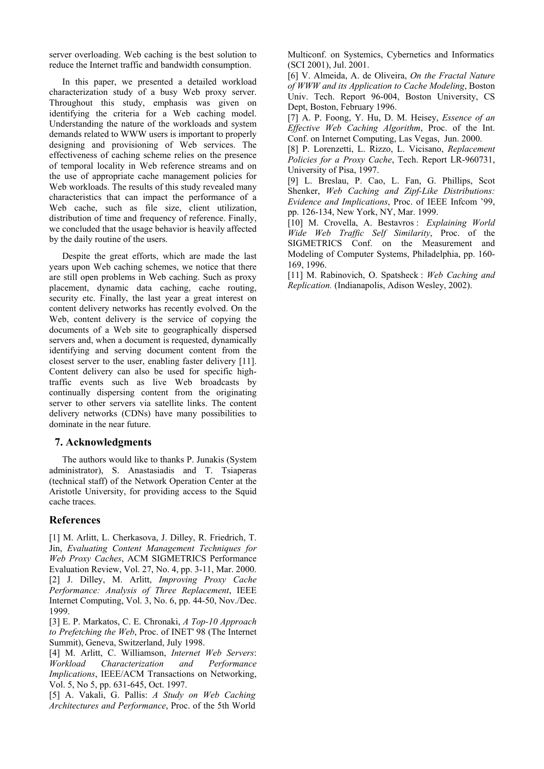server overloading. Web caching is the best solution to reduce the Internet traffic and bandwidth consumption.

In this paper, we presented a detailed workload characterization study of a busy Web proxy server. Throughout this study, emphasis was given on identifying the criteria for a Web caching model. Understanding the nature of the workloads and system demands related to WWW users is important to properly designing and provisioning of Web services. The effectiveness of caching scheme relies on the presence of temporal locality in Web reference streams and on the use of appropriate cache management policies for Web workloads. The results of this study revealed many characteristics that can impact the performance of a Web cache, such as file size, client utilization, distribution of time and frequency of reference. Finally, we concluded that the usage behavior is heavily affected by the daily routine of the users.

Despite the great efforts, which are made the last years upon Web caching schemes, we notice that there are still open problems in Web caching. Such as proxy placement, dynamic data caching, cache routing, security etc. Finally, the last year a great interest on content delivery networks has recently evolved. On the Web, content delivery is the service of copying the documents of a Web site to geographically dispersed servers and, when a document is requested, dynamically identifying and serving document content from the closest server to the user, enabling faster delivery [11]. Content delivery can also be used for specific high-traffic events such as live Web broadcasts by continually dispersing content from the originating server to other servers via satellite links. The content delivery networks (CDNs) have many possibilities to dominate in the near future.

## 7. Acknowledgments

The authors would like to thanks P. Junakis (System administrator), S. Anastasiadis and T. Tsiaperas (technical staff) of the Network Operation Center at the Aristotle University, for providing access to the Squid cache traces.

## References

[1] M. Arlitt, L. Cherkasova, J. Dilley, R. Friedrich, T. Jin, *Evaluating Content Management Techniques for Web Proxy Caches*, ACM SIGMETRICS Performance Evaluation Review, Vol. 27, No. 4, pp. 3-11, Mar. 2000.

[2] J. Dilley, M. Arlitt, *Improving Proxy Cache Performance: Analysis of Three Replacement*, IEEE Internet Computing, Vol. 3, No. 6, pp. 44-50, Nov./Dec. 1999.

[3] E. P. Markatos, C. E. Chronaki, *A Top-10 Approach to Prefetching the Web*, Proc. of INET' 98 (The Internet Summit), Geneva, Switzerland, July 1998.

[4] M. Arlitt, C. Williamson, *Internet Web Servers*: *Workload Characterization and Performance Implications*, IEEE/ACM Transactions on Networking, Vol. 5, No 5, pp. 631-645, Oct. 1997.

[5] A. Vakali, G. Pallis: *A Study on Web Caching Architectures and Performance*, Proc. of the 5th World Multiconf. on Systemics, Cybernetics and Informatics (SCI 2001), Jul. 2001.

[6] V. Almeida, A. de Oliveira, *On the Fractal Nature of WWW and its Application to Cache Modeling*, Boston Univ. Tech. Report 96-004, Boston University, CS Dept, Boston, February 1996.

[7] A. P. Foong, Y. Hu, D. M. Heisey, *Essence of an Effective Web Caching Algorithm*, Proc. of the Int. Conf. on Internet Computing, Las Vegas, Jun. 2000.

[8] P. Lorenzetti, L. Rizzo, L. Vicisano, *Replacement Policies for a Proxy Cache*, Tech. Report LR-960731, University of Pisa, 1997.

[9] L. Breslau, P. Cao, L. Fan, G. Phillips, Scot Shenker, *Web Caching and Zipf-Like Distributions: Evidence and Implications*, Proc. of IEEE Infcom '99, pp. 126-134, New York, NY, Mar. 1999.

[10] M. Crovella, A. Bestavros : *Explaining World Wide Web Traffic Self Similarity*, Proc. of the SIGMETRICS Conf. on the Measurement and Modeling of Computer Systems, Philadelphia, pp. 160-169, 1996.

[11] M. Rabinovich, O. Spatsheck : *Web Caching and Replication.* (Indianapolis, Adison Wesley, 2002).